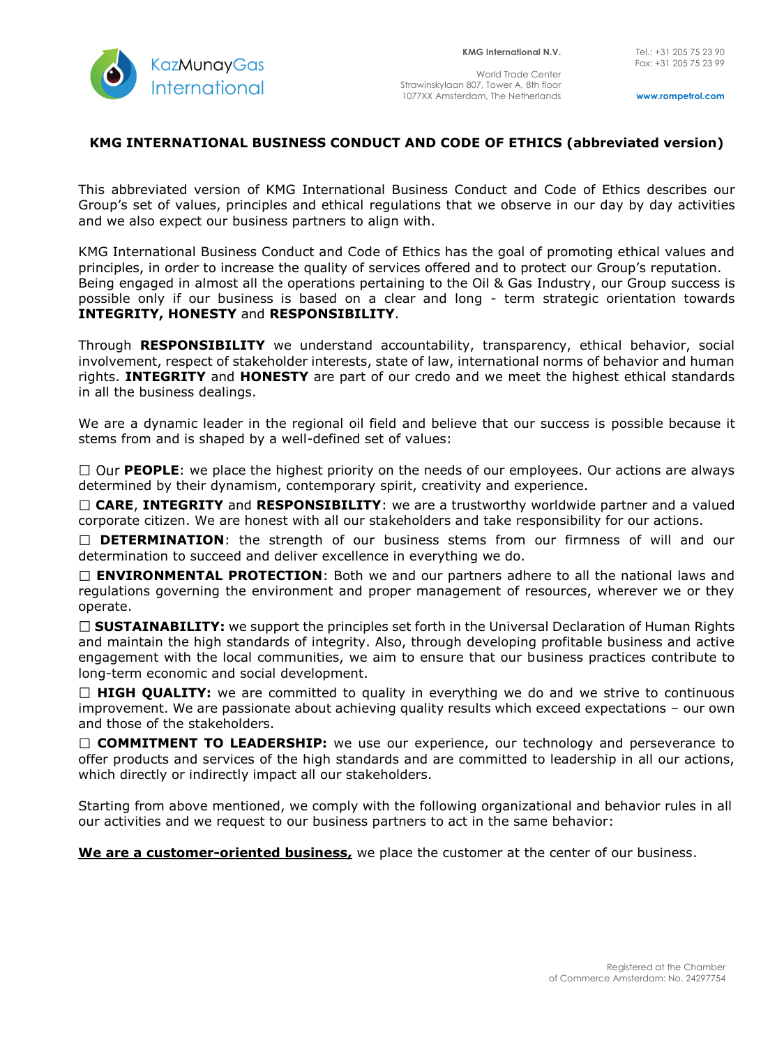KazMunayGas International

**KMG International N.V.**

World Trade Center
Strawinskylaan 807, Tower A, 8th floor
1077XX Amsterdam, The Netherlands

Tel.: +31 205 75 23 90
Fax: +31 205 75 23 99

www.rompetrol.com

# KMG INTERNATIONAL BUSINESS CONDUCT AND CODE OF ETHICS (abbreviated version)

This abbreviated version of KMG International Business Conduct and Code of Ethics describes our Group's set of values, principles and ethical regulations that we observe in our day by day activities and we also expect our business partners to align with.

KMG International Business Conduct and Code of Ethics has the goal of promoting ethical values and principles, in order to increase the quality of services offered and to protect our Group's reputation. Being engaged in almost all the operations pertaining to the Oil & Gas Industry, our Group success is possible only if our business is based on a clear and long - term strategic orientation towards **INTEGRITY, HONESTY** and **RESPONSIBILITY**.

Through **RESPONSIBILITY** we understand accountability, transparency, ethical behavior, social involvement, respect of stakeholder interests, state of law, international norms of behavior and human rights. **INTEGRITY** and **HONESTY** are part of our credo and we meet the highest ethical standards in all the business dealings.

We are a dynamic leader in the regional oil field and believe that our success is possible because it stems from and is shaped by a well-defined set of values:

☐ Our **PEOPLE**: we place the highest priority on the needs of our employees. Our actions are always determined by their dynamism, contemporary spirit, creativity and experience.

☐ **CARE**, **INTEGRITY** and **RESPONSIBILITY**: we are a trustworthy worldwide partner and a valued corporate citizen. We are honest with all our stakeholders and take responsibility for our actions.

☐ **DETERMINATION**: the strength of our business stems from our firmness of will and our determination to succeed and deliver excellence in everything we do.

☐ **ENVIRONMENTAL PROTECTION**: Both we and our partners adhere to all the national laws and regulations governing the environment and proper management of resources, wherever we or they operate.

☐ **SUSTAINABILITY:** we support the principles set forth in the Universal Declaration of Human Rights and maintain the high standards of integrity. Also, through developing profitable business and active engagement with the local communities, we aim to ensure that our business practices contribute to long-term economic and social development.

☐ **HIGH QUALITY:** we are committed to quality in everything we do and we strive to continuous improvement. We are passionate about achieving quality results which exceed expectations – our own and those of the stakeholders.

☐ **COMMITMENT TO LEADERSHIP:** we use our experience, our technology and perseverance to offer products and services of the high standards and are committed to leadership in all our actions, which directly or indirectly impact all our stakeholders.

Starting from above mentioned, we comply with the following organizational and behavior rules in all our activities and we request to our business partners to act in the same behavior:

**We are a customer-oriented business,** we place the customer at the center of our business.

Registered at the Chamber of Commerce Amsterdam: No. 24297754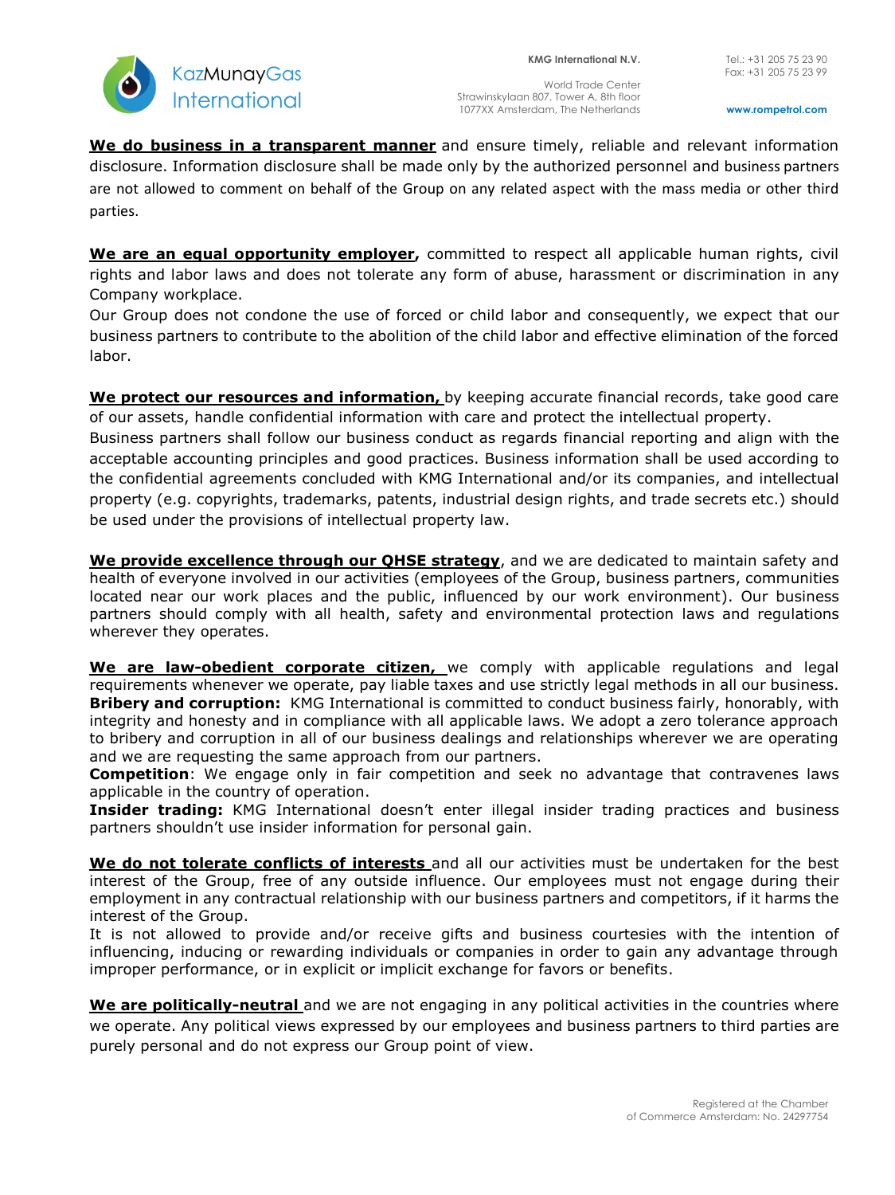**We do business in a transparent manner** and ensure timely, reliable and relevant information disclosure. Information disclosure shall be made only by the authorized personnel and business partners are not allowed to comment on behalf of the Group on any related aspect with the mass media or other third parties.

**We are an equal opportunity employer,** committed to respect all applicable human rights, civil rights and labor laws and does not tolerate any form of abuse, harassment or discrimination in any Company workplace.
Our Group does not condone the use of forced or child labor and consequently, we expect that our business partners to contribute to the abolition of the child labor and effective elimination of the forced labor.

**We protect our resources and information,** by keeping accurate financial records, take good care of our assets, handle confidential information with care and protect the intellectual property.
Business partners shall follow our business conduct as regards financial reporting and align with the acceptable accounting principles and good practices. Business information shall be used according to the confidential agreements concluded with KMG International and/or its companies, and intellectual property (e.g. copyrights, trademarks, patents, industrial design rights, and trade secrets etc.) should be used under the provisions of intellectual property law.

**We provide excellence through our QHSE strategy**, and we are dedicated to maintain safety and health of everyone involved in our activities (employees of the Group, business partners, communities located near our work places and the public, influenced by our work environment). Our business partners should comply with all health, safety and environmental protection laws and regulations wherever they operates.

**We are law-obedient corporate citizen,** we comply with applicable regulations and legal requirements whenever we operate, pay liable taxes and use strictly legal methods in all our business.
**Bribery and corruption:** KMG International is committed to conduct business fairly, honorably, with integrity and honesty and in compliance with all applicable laws. We adopt a zero tolerance approach to bribery and corruption in all of our business dealings and relationships wherever we are operating and we are requesting the same approach from our partners.
**Competition**: We engage only in fair competition and seek no advantage that contravenes laws applicable in the country of operation.
**Insider trading:** KMG International doesn't enter illegal insider trading practices and business partners shouldn't use insider information for personal gain.

**We do not tolerate conflicts of interests** and all our activities must be undertaken for the best interest of the Group, free of any outside influence. Our employees must not engage during their employment in any contractual relationship with our business partners and competitors, if it harms the interest of the Group.
It is not allowed to provide and/or receive gifts and business courtesies with the intention of influencing, inducing or rewarding individuals or companies in order to gain any advantage through improper performance, or in explicit or implicit exchange for favors or benefits.

**We are politically-neutral** and we are not engaging in any political activities in the countries where we operate. Any political views expressed by our employees and business partners to third parties are purely personal and do not express our Group point of view.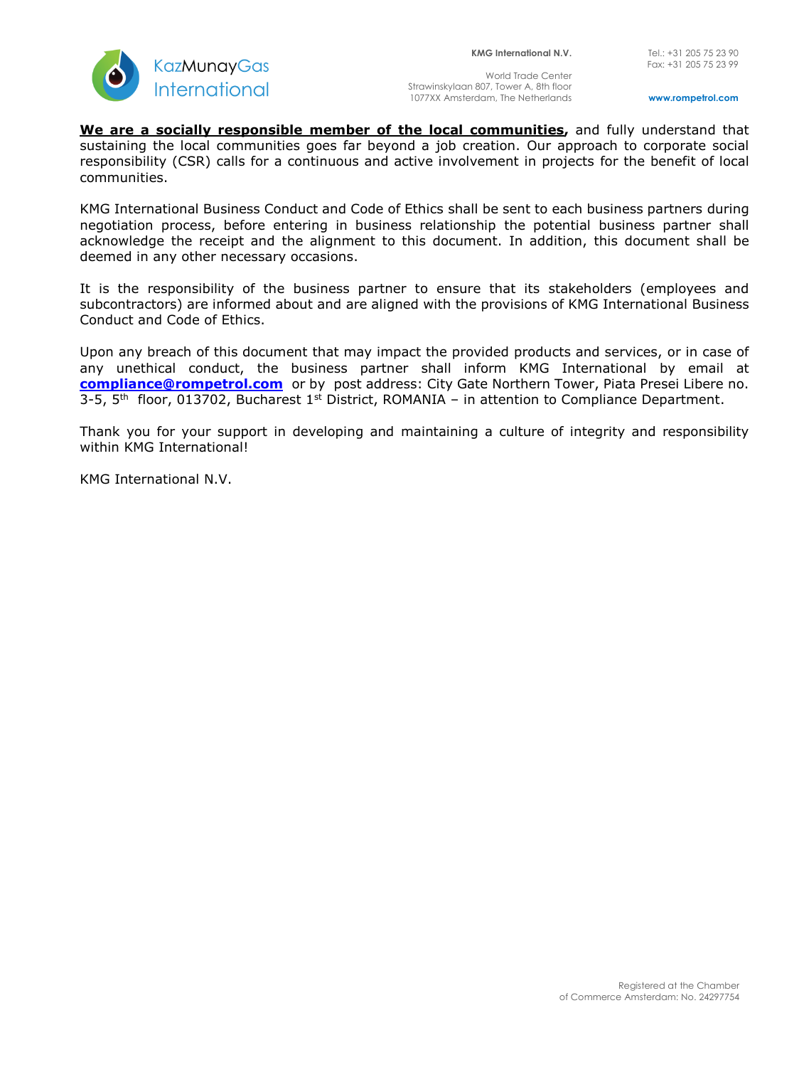**We are a socially responsible member of the local communities**, and fully understand that sustaining the local communities goes far beyond a job creation. Our approach to corporate social responsibility (CSR) calls for a continuous and active involvement in projects for the benefit of local communities.

KMG International Business Conduct and Code of Ethics shall be sent to each business partners during negotiation process, before entering in business relationship the potential business partner shall acknowledge the receipt and the alignment to this document. In addition, this document shall be deemed in any other necessary occasions.

It is the responsibility of the business partner to ensure that its stakeholders (employees and subcontractors) are informed about and are aligned with the provisions of KMG International Business Conduct and Code of Ethics.

Upon any breach of this document that may impact the provided products and services, or in case of any unethical conduct, the business partner shall inform KMG International by email at **compliance@rompetrol.com** or by post address: City Gate Northern Tower, Piata Presei Libere no. 3-5, 5th floor, 013702, Bucharest 1st District, ROMANIA – in attention to Compliance Department.

Thank you for your support in developing and maintaining a culture of integrity and responsibility within KMG International!

KMG International N.V.